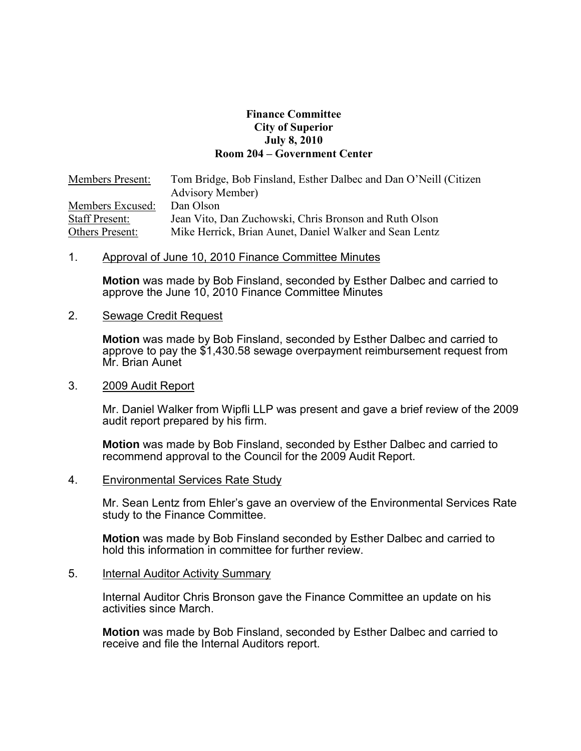**Finance Committee**
**City of Superior**
**July 8, 2010**
**Room 204 – Government Center**

| | |
|---|---|
| Members Present: | Tom Bridge, Bob Finsland, Esther Dalbec and Dan O'Neill (Citizen Advisory Member) |
| Members Excused: | Dan Olson |
| Staff Present: | Jean Vito, Dan Zuchowski, Chris Bronson and Ruth Olson |
| Others Present: | Mike Herrick, Brian Aunet, Daniel Walker and Sean Lentz |

1. Approval of June 10, 2010 Finance Committee Minutes

   **Motion** was made by Bob Finsland, seconded by Esther Dalbec and carried to approve the June 10, 2010 Finance Committee Minutes

2. Sewage Credit Request

   **Motion** was made by Bob Finsland, seconded by Esther Dalbec and carried to approve to pay the $1,430.58 sewage overpayment reimbursement request from Mr. Brian Aunet

3. 2009 Audit Report

   Mr. Daniel Walker from Wipfli LLP was present and gave a brief review of the 2009 audit report prepared by his firm.

   **Motion** was made by Bob Finsland, seconded by Esther Dalbec and carried to recommend approval to the Council for the 2009 Audit Report.

4. Environmental Services Rate Study

   Mr. Sean Lentz from Ehler's gave an overview of the Environmental Services Rate study to the Finance Committee.

   **Motion** was made by Bob Finsland seconded by Esther Dalbec and carried to hold this information in committee for further review.

5. Internal Auditor Activity Summary

   Internal Auditor Chris Bronson gave the Finance Committee an update on his activities since March.

   **Motion** was made by Bob Finsland, seconded by Esther Dalbec and carried to receive and file the Internal Auditors report.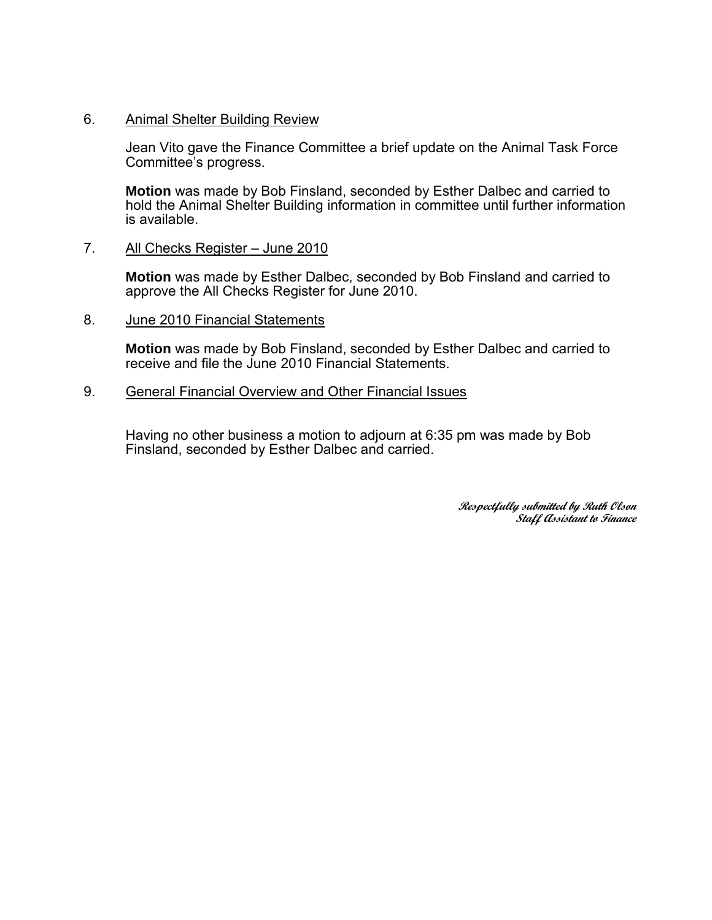6. <u>Animal Shelter Building Review</u>

   Jean Vito gave the Finance Committee a brief update on the Animal Task Force Committee's progress.

   **Motion** was made by Bob Finsland, seconded by Esther Dalbec and carried to hold the Animal Shelter Building information in committee until further information is available.

7. <u>All Checks Register – June 2010</u>

   **Motion** was made by Esther Dalbec, seconded by Bob Finsland and carried to approve the All Checks Register for June 2010.

8. <u>June 2010 Financial Statements</u>

   **Motion** was made by Bob Finsland, seconded by Esther Dalbec and carried to receive and file the June 2010 Financial Statements.

9. <u>General Financial Overview and Other Financial Issues</u>

   Having no other business a motion to adjourn at 6:35 pm was made by Bob Finsland, seconded by Esther Dalbec and carried.

*Respectfully submitted by Ruth Olson*
*Staff Assistant to Finance*